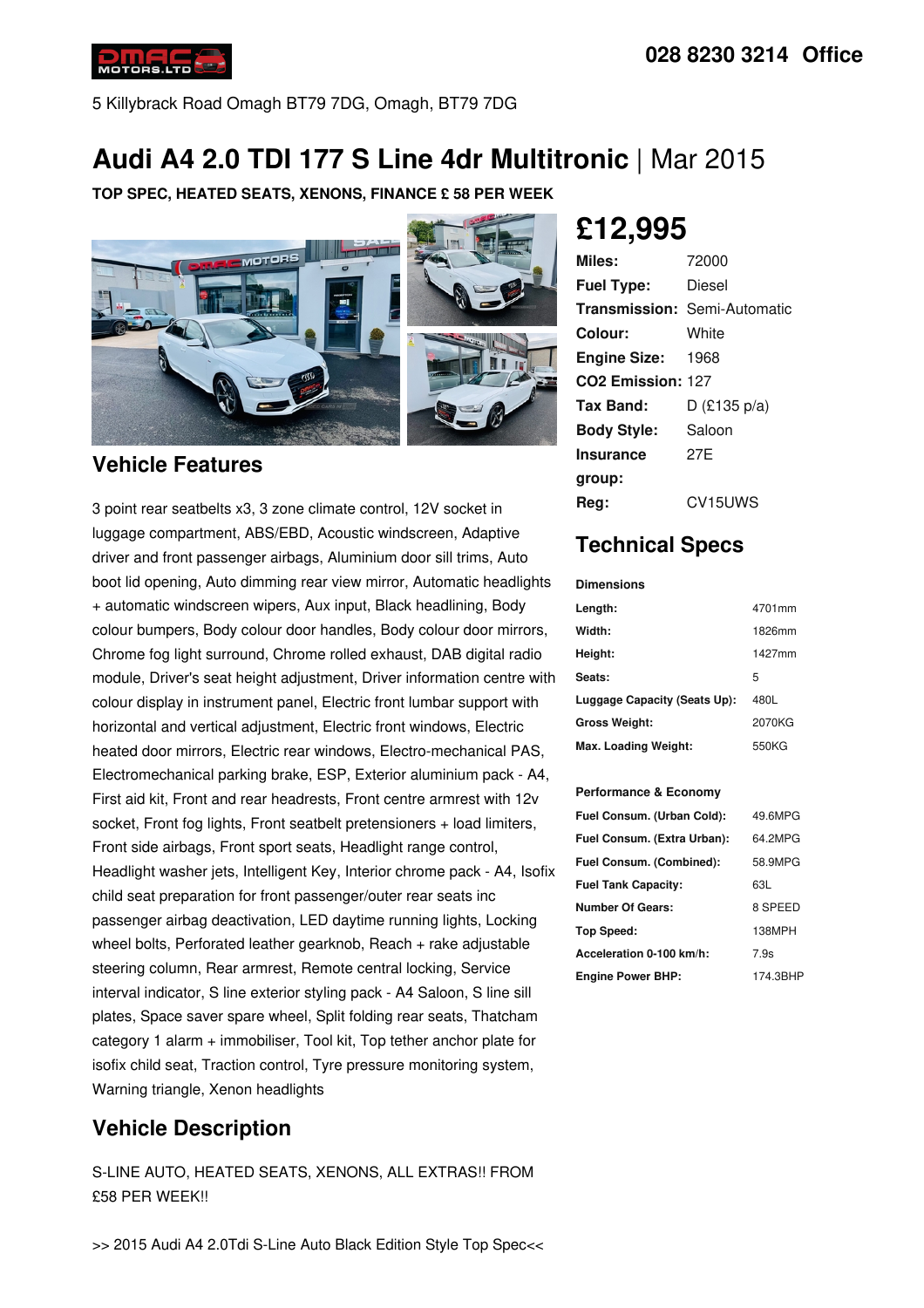028 8230 3214 Office

5 Killybrack Road Omagh BT79 7DG, Omagh, BT79 7DG

# Audi A4 2.0 TDI 177 S Line 4dr Multitronic | Mar 2015

**TOP SPEC, HEATED SEATS, XENONS, FINANCE £ 58 PER WEEK**

## £12,995

| | |
|---|---|
| **Miles:** | 72000 |
| **Fuel Type:** | Diesel |
| **Transmission:** | Semi-Automatic |
| **Colour:** | White |
| **Engine Size:** | 1968 |
| **CO2 Emission:** | 127 |
| **Tax Band:** | D (£135 p/a) |
| **Body Style:** | Saloon |
| **Insurance group:** | 27E |
| **Reg:** | CV15UWS |

## Vehicle Features

3 point rear seatbelts x3, 3 zone climate control, 12V socket in luggage compartment, ABS/EBD, Acoustic windscreen, Adaptive driver and front passenger airbags, Aluminium door sill trims, Auto boot lid opening, Auto dimming rear view mirror, Automatic headlights + automatic windscreen wipers, Aux input, Black headlining, Body colour bumpers, Body colour door handles, Body colour door mirrors, Chrome fog light surround, Chrome rolled exhaust, DAB digital radio module, Driver's seat height adjustment, Driver information centre with colour display in instrument panel, Electric front lumbar support with horizontal and vertical adjustment, Electric front windows, Electric heated door mirrors, Electric rear windows, Electro-mechanical PAS, Electromechanical parking brake, ESP, Exterior aluminium pack - A4, First aid kit, Front and rear headrests, Front centre armrest with 12v socket, Front fog lights, Front seatbelt pretensioners + load limiters, Front side airbags, Front sport seats, Headlight range control, Headlight washer jets, Intelligent Key, Interior chrome pack - A4, Isofix child seat preparation for front passenger/outer rear seats inc passenger airbag deactivation, LED daytime running lights, Locking wheel bolts, Perforated leather gearknob, Reach + rake adjustable steering column, Rear armrest, Remote central locking, Service interval indicator, S line exterior styling pack - A4 Saloon, S line sill plates, Space saver spare wheel, Split folding rear seats, Thatcham category 1 alarm + immobiliser, Tool kit, Top tether anchor plate for isofix child seat, Traction control, Tyre pressure monitoring system, Warning triangle, Xenon headlights

## Technical Specs

**Dimensions**

| | |
|---|---|
| **Length:** | 4701mm |
| **Width:** | 1826mm |
| **Height:** | 1427mm |
| **Seats:** | 5 |
| **Luggage Capacity (Seats Up):** | 480L |
| **Gross Weight:** | 2070KG |
| **Max. Loading Weight:** | 550KG |

**Performance & Economy**

| | |
|---|---|
| **Fuel Consum. (Urban Cold):** | 49.6MPG |
| **Fuel Consum. (Extra Urban):** | 64.2MPG |
| **Fuel Consum. (Combined):** | 58.9MPG |
| **Fuel Tank Capacity:** | 63L |
| **Number Of Gears:** | 8 SPEED |
| **Top Speed:** | 138MPH |
| **Acceleration 0-100 km/h:** | 7.9s |
| **Engine Power BHP:** | 174.3BHP |

## Vehicle Description

S-LINE AUTO, HEATED SEATS, XENONS, ALL EXTRAS!! FROM £58 PER WEEK!!

>> 2015 Audi A4 2.0Tdi S-Line Auto Black Edition Style Top Spec<<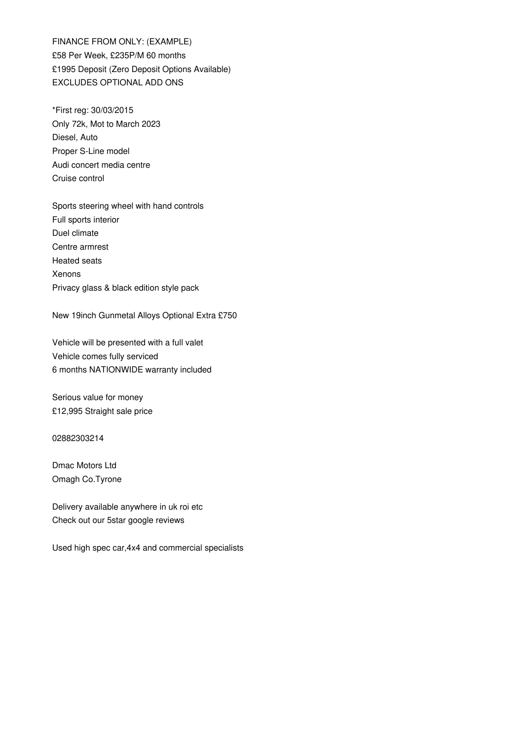FINANCE FROM ONLY: (EXAMPLE)
£58 Per Week, £235P/M 60 months
£1995 Deposit (Zero Deposit Options Available)
EXCLUDES OPTIONAL ADD ONS

*First reg: 30/03/2015
Only 72k, Mot to March 2023
Diesel, Auto
Proper S-Line model
Audi concert media centre
Cruise control

Sports steering wheel with hand controls
Full sports interior
Duel climate
Centre armrest
Heated seats
Xenons
Privacy glass & black edition style pack

New 19inch Gunmetal Alloys Optional Extra £750

Vehicle will be presented with a full valet
Vehicle comes fully serviced
6 months NATIONWIDE warranty included

Serious value for money
£12,995 Straight sale price

02882303214

Dmac Motors Ltd
Omagh Co.Tyrone

Delivery available anywhere in uk roi etc
Check out our 5star google reviews

Used high spec car,4x4 and commercial specialists